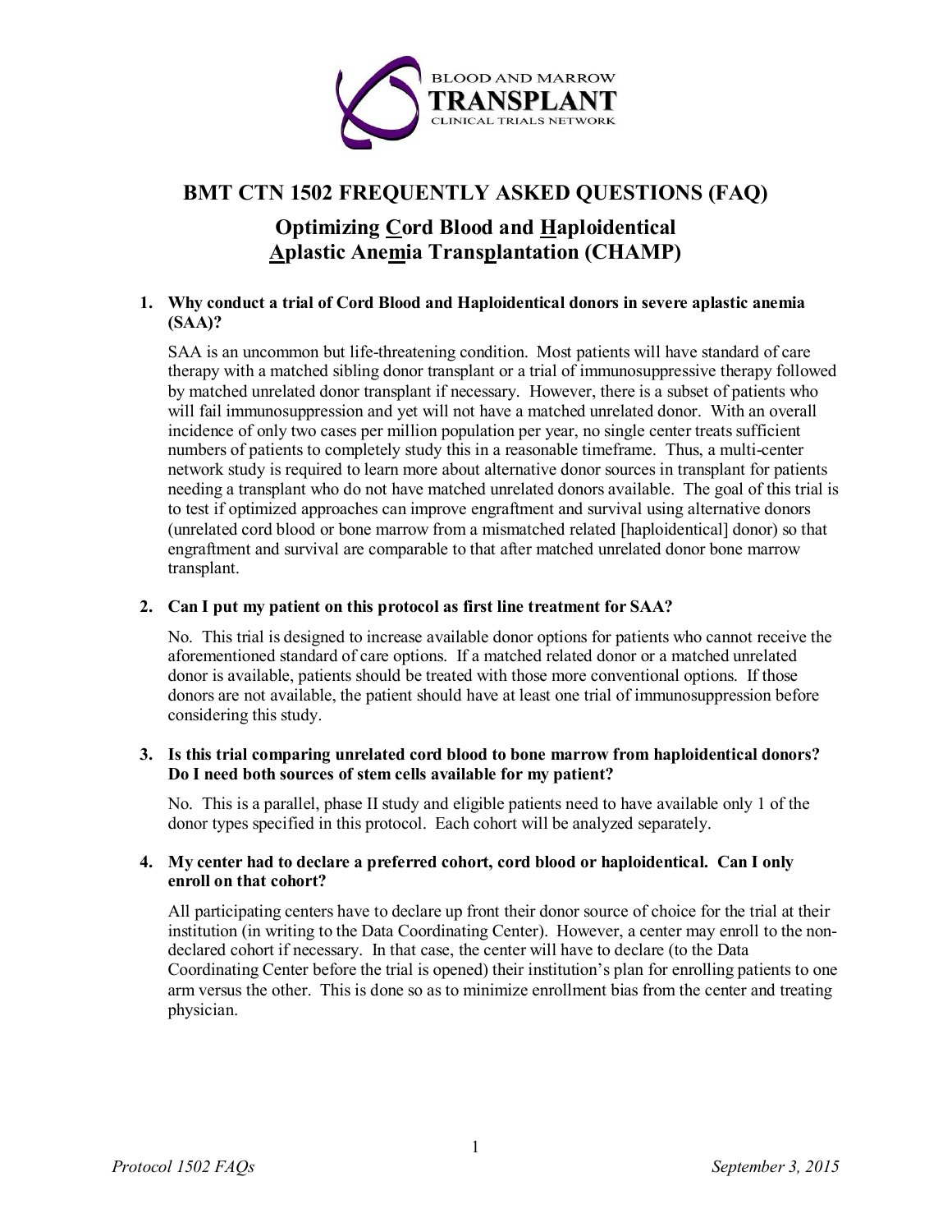BLOOD AND MARROW
TRANSPLANT
CLINICAL TRIALS NETWORK

# BMT CTN 1502 FREQUENTLY ASKED QUESTIONS (FAQ)

## Optimizing Cord Blood and Haploidentical Aplastic Anemia Transplantation (CHAMP)

1. **Why conduct a trial of Cord Blood and Haploidentical donors in severe aplastic anemia (SAA)?**

   SAA is an uncommon but life-threatening condition. Most patients will have standard of care therapy with a matched sibling donor transplant or a trial of immunosuppressive therapy followed by matched unrelated donor transplant if necessary. However, there is a subset of patients who will fail immunosuppression and yet will not have a matched unrelated donor. With an overall incidence of only two cases per million population per year, no single center treats sufficient numbers of patients to completely study this in a reasonable timeframe. Thus, a multi-center network study is required to learn more about alternative donor sources in transplant for patients needing a transplant who do not have matched unrelated donors available. The goal of this trial is to test if optimized approaches can improve engraftment and survival using alternative donors (unrelated cord blood or bone marrow from a mismatched related [haploidentical] donor) so that engraftment and survival are comparable to that after matched unrelated donor bone marrow transplant.

2. **Can I put my patient on this protocol as first line treatment for SAA?**

   No. This trial is designed to increase available donor options for patients who cannot receive the aforementioned standard of care options. If a matched related donor or a matched unrelated donor is available, patients should be treated with those more conventional options. If those donors are not available, the patient should have at least one trial of immunosuppression before considering this study.

3. **Is this trial comparing unrelated cord blood to bone marrow from haploidentical donors? Do I need both sources of stem cells available for my patient?**

   No. This is a parallel, phase II study and eligible patients need to have available only 1 of the donor types specified in this protocol. Each cohort will be analyzed separately.

4. **My center had to declare a preferred cohort, cord blood or haploidentical. Can I only enroll on that cohort?**

   All participating centers have to declare up front their donor source of choice for the trial at their institution (in writing to the Data Coordinating Center). However, a center may enroll to the non-declared cohort if necessary. In that case, the center will have to declare (to the Data Coordinating Center before the trial is opened) their institution's plan for enrolling patients to one arm versus the other. This is done so as to minimize enrollment bias from the center and treating physician.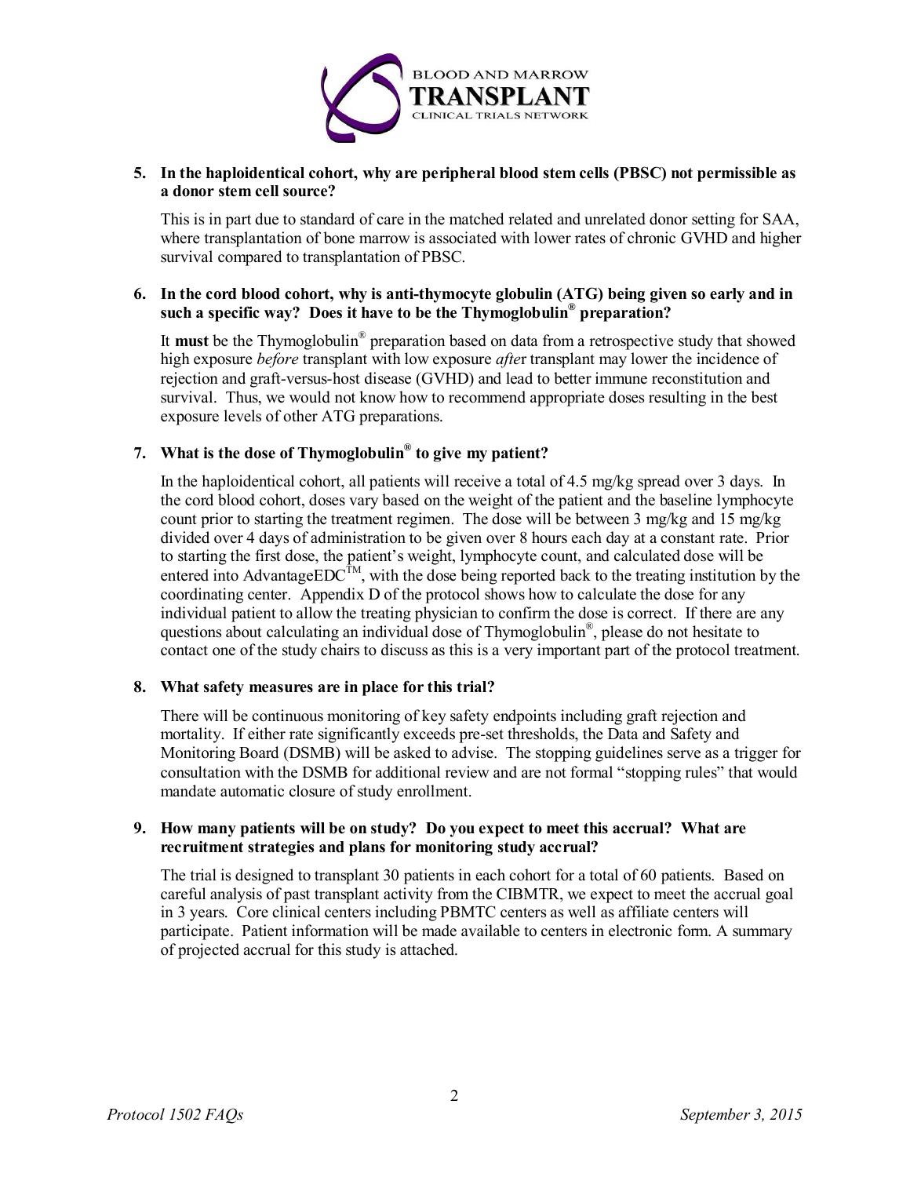**5. In the haploidentical cohort, why are peripheral blood stem cells (PBSC) not permissible as a donor stem cell source?**

This is in part due to standard of care in the matched related and unrelated donor setting for SAA, where transplantation of bone marrow is associated with lower rates of chronic GVHD and higher survival compared to transplantation of PBSC.

**6. In the cord blood cohort, why is anti-thymocyte globulin (ATG) being given so early and in such a specific way? Does it have to be the Thymoglobulin® preparation?**

It **must** be the Thymoglobulin® preparation based on data from a retrospective study that showed high exposure *before* transplant with low exposure *after* transplant may lower the incidence of rejection and graft-versus-host disease (GVHD) and lead to better immune reconstitution and survival. Thus, we would not know how to recommend appropriate doses resulting in the best exposure levels of other ATG preparations.

**7. What is the dose of Thymoglobulin® to give my patient?**

In the haploidentical cohort, all patients will receive a total of 4.5 mg/kg spread over 3 days. In the cord blood cohort, doses vary based on the weight of the patient and the baseline lymphocyte count prior to starting the treatment regimen. The dose will be between 3 mg/kg and 15 mg/kg divided over 4 days of administration to be given over 8 hours each day at a constant rate. Prior to starting the first dose, the patient's weight, lymphocyte count, and calculated dose will be entered into AdvantageEDC™, with the dose being reported back to the treating institution by the coordinating center. Appendix D of the protocol shows how to calculate the dose for any individual patient to allow the treating physician to confirm the dose is correct. If there are any questions about calculating an individual dose of Thymoglobulin®, please do not hesitate to contact one of the study chairs to discuss as this is a very important part of the protocol treatment.

**8. What safety measures are in place for this trial?**

There will be continuous monitoring of key safety endpoints including graft rejection and mortality. If either rate significantly exceeds pre-set thresholds, the Data and Safety and Monitoring Board (DSMB) will be asked to advise. The stopping guidelines serve as a trigger for consultation with the DSMB for additional review and are not formal "stopping rules" that would mandate automatic closure of study enrollment.

**9. How many patients will be on study? Do you expect to meet this accrual? What are recruitment strategies and plans for monitoring study accrual?**

The trial is designed to transplant 30 patients in each cohort for a total of 60 patients. Based on careful analysis of past transplant activity from the CIBMTR, we expect to meet the accrual goal in 3 years. Core clinical centers including PBMTC centers as well as affiliate centers will participate. Patient information will be made available to centers in electronic form. A summary of projected accrual for this study is attached.